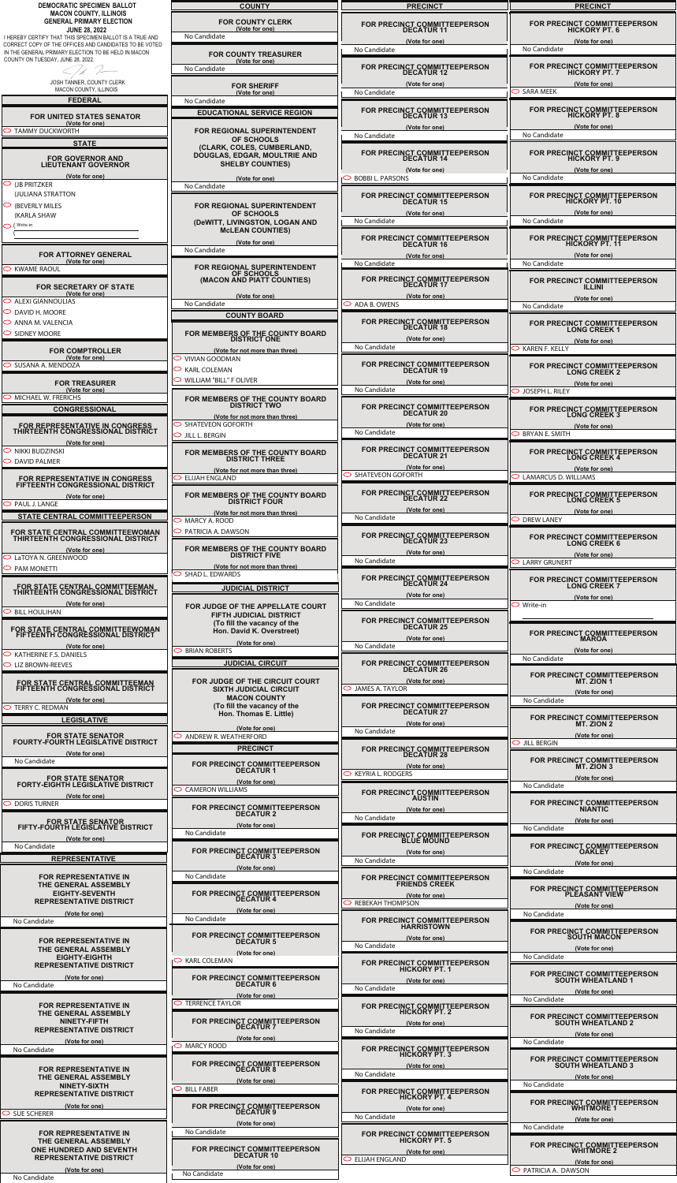# DEMOCRATIC SPECIMEN BALLOT
## MACON COUNTY, ILLINOIS
## GENERAL PRIMARY ELECTION
## JUNE 28, 2022

I HEREBY CERTIFY THAT THIS SPECIMEN BALLOT IS A TRUE AND CORRECT COPY OF THE OFFICES AND CANDIDATES TO BE VOTED IN THE GENERAL PRIMARY ELECTION TO BE HELD IN MACON COUNTY ON TUESDAY, JUNE 28, 2022.

JOSH TANNER, COUNTY CLERK
MACON COUNTY, ILLINOIS

## FEDERAL

**FOR UNITED STATES SENATOR**
(Vote for one)
- TAMMY DUCKWORTH

## STATE

**FOR GOVERNOR AND LIEUTENANT GOVERNOR**
(Vote for one)
- (JB PRITZKER (JULIANA STRATTON
- (BEVERLY MILES (KARLA SHAW
- ( Write-in

**FOR ATTORNEY GENERAL**
(Vote for one)
- KWAME RAOUL

**FOR SECRETARY OF STATE**
(Vote for one)
- ALEXI GIANNOULIAS
- DAVID H. MOORE
- ANNA M. VALENCIA
- SIDNEY MOORE

**FOR COMPTROLLER**
(Vote for one)
- SUSANA A. MENDOZA

**FOR TREASURER**
(Vote for one)
- MICHAEL W. FRERICHS

## CONGRESSIONAL

**FOR REPRESENTATIVE IN CONGRESS THIRTEENTH CONGRESSIONAL DISTRICT**
(Vote for one)
- NIKKI BUDZINSKI
- DAVID PALMER

**FOR REPRESENTATIVE IN CONGRESS FIFTEENTH CONGRESSIONAL DISTRICT**
(Vote for one)
- PAUL J. LANGE

## STATE CENTRAL COMMITTEEPERSON

**FOR STATE CENTRAL COMMITTEEWOMAN THIRTEENTH CONGRESSIONAL DISTRICT**
(Vote for one)
- LaTOYA N. GREENWOOD
- PAM MONETTI

**FOR STATE CENTRAL COMMITTEEMAN THIRTEENTH CONGRESSIONAL DISTRICT**
(Vote for one)
- BILL HOULIHAN

**FOR STATE CENTRAL COMMITTEEWOMAN FIFTEENTH CONGRESSIONAL DISTRICT**
(Vote for one)
- KATHERINE F.S. DANIELS
- LIZ BROWN-REEVES

**FOR STATE CENTRAL COMMITTEEMAN FIFTEENTH CONGRESSIONAL DISTRICT**
(Vote for one)
- TERRY C. REDMAN

## LEGISLATIVE

**FOR STATE SENATOR FOURTY-FOURTH LEGISLATIVE DISTRICT**
(Vote for one)
No Candidate

**FOR STATE SENATOR FORTY-EIGHTH LEGISLATIVE DISTRICT**
(Vote for one)
- DORIS TURNER

**FOR STATE SENATOR FIFTY-FOURTH LEGISLATIVE DISTRICT**
(Vote for one)
No Candidate

## REPRESENTATIVE

**FOR REPRESENTATIVE IN THE GENERAL ASSEMBLY EIGHTY-SEVENTH REPRESENTATIVE DISTRICT**
(Vote for one)
No Candidate

**FOR REPRESENTATIVE IN THE GENERAL ASSEMBLY EIGHTY-EIGHTH REPRESENTATIVE DISTRICT**
(Vote for one)
No Candidate

**FOR REPRESENTATIVE IN THE GENERAL ASSEMBLY NINETY-FIFTH REPRESENTATIVE DISTRICT**
(Vote for one)
No Candidate

**FOR REPRESENTATIVE IN THE GENERAL ASSEMBLY NINETY-SIXTH REPRESENTATIVE DISTRICT**
(Vote for one)
- SUE SCHERER

**FOR REPRESENTATIVE IN THE GENERAL ASSEMBLY ONE HUNDRED AND SEVENTH REPRESENTATIVE DISTRICT**
(Vote for one)
No Candidate

## COUNTY

**FOR COUNTY CLERK**
(Vote for one)
No Candidate

**FOR COUNTY TREASURER**
(Vote for one)
No Candidate

**FOR SHERIFF**
(Vote for one)
No Candidate

## EDUCATIONAL SERVICE REGION

**FOR REGIONAL SUPERINTENDENT OF SCHOOLS (CLARK, COLES, CUMBERLAND, DOUGLAS, EDGAR, MOULTRIE AND SHELBY COUNTIES)**
(Vote for one)
No Candidate

**FOR REGIONAL SUPERINTENDENT OF SCHOOLS (DeWITT, LIVINGSTON, LOGAN AND McLEAN COUNTIES)**
(Vote for one)
No Candidate

**FOR REGIONAL SUPERINTENDENT OF SCHOOLS (MACON AND PIATT COUNTIES)**
(Vote for one)
No Candidate

## COUNTY BOARD

**FOR MEMBERS OF THE COUNTY BOARD DISTRICT ONE**
(Vote for not more than three)
- VIVIAN GOODMAN
- KARL COLEMAN
- WILLIAM "BILL" F OLIVER

**FOR MEMBERS OF THE COUNTY BOARD DISTRICT TWO**
(Vote for not more than three)
- SHATEVEON GOFORTH
- JILL L. BERGIN

**FOR MEMBERS OF THE COUNTY BOARD DISTRICT THREE**
(Vote for not more than three)
- ELIJAH ENGLAND

**FOR MEMBERS OF THE COUNTY BOARD DISTRICT FOUR**
(Vote for not more than three)
- MARCY A. ROOD
- PATRICIA A. DAWSON

**FOR MEMBERS OF THE COUNTY BOARD DISTRICT FIVE**
(Vote for not more than three)
- SHAD L. EDWARDS

## JUDICIAL DISTRICT

**FOR JUDGE OF THE APPELLATE COURT FIFTH JUDICIAL DISTRICT (To fill the vacancy of the Hon. David K. Overstreet)**
(Vote for one)
- BRIAN ROBERTS

## JUDICIAL CIRCUIT

**FOR JUDGE OF THE CIRCUIT COURT SIXTH JUDICIAL CIRCUIT MACON COUNTY (To fill the vacancy of the Hon. Thomas E. Little)**
(Vote for one)
- ANDREW R. WEATHERFORD

## PRECINCT

**FOR PRECINCT COMMITTEEPERSON DECATUR 1**
(Vote for one)
- CAMERON WILLIAMS

**FOR PRECINCT COMMITTEEPERSON DECATUR 2**
(Vote for one)
No Candidate

**FOR PRECINCT COMMITTEEPERSON DECATUR 3**
(Vote for one)
No Candidate

**FOR PRECINCT COMMITTEEPERSON DECATUR 4**
(Vote for one)
No Candidate

**FOR PRECINCT COMMITTEEPERSON DECATUR 5**
(Vote for one)
- KARL COLEMAN

**FOR PRECINCT COMMITTEEPERSON DECATUR 6**
(Vote for one)
- TERRENCE TAYLOR

**FOR PRECINCT COMMITTEEPERSON DECATUR 7**
(Vote for one)
- MARCY ROOD

**FOR PRECINCT COMMITTEEPERSON DECATUR 8**
(Vote for one)
- BILL FABER

**FOR PRECINCT COMMITTEEPERSON DECATUR 9**
(Vote for one)
No Candidate

**FOR PRECINCT COMMITTEEPERSON DECATUR 10**
(Vote for one)
No Candidate

**FOR PRECINCT COMMITTEEPERSON DECATUR 11**
(Vote for one)
No Candidate

**FOR PRECINCT COMMITTEEPERSON DECATUR 12**
(Vote for one)
No Candidate

**FOR PRECINCT COMMITTEEPERSON DECATUR 13**
(Vote for one)
No Candidate

**FOR PRECINCT COMMITTEEPERSON DECATUR 14**
(Vote for one)
- BOBBI L. PARSONS

**FOR PRECINCT COMMITTEEPERSON DECATUR 15**
(Vote for one)
No Candidate

**FOR PRECINCT COMMITTEEPERSON DECATUR 16**
(Vote for one)
No Candidate

**FOR PRECINCT COMMITTEEPERSON DECATUR 17**
(Vote for one)
- ADA B. OWENS

**FOR PRECINCT COMMITTEEPERSON DECATUR 18**
(Vote for one)
No Candidate

**FOR PRECINCT COMMITTEEPERSON DECATUR 19**
(Vote for one)
No Candidate

**FOR PRECINCT COMMITTEEPERSON DECATUR 20**
(Vote for one)
No Candidate

**FOR PRECINCT COMMITTEEPERSON DECATUR 21**
(Vote for one)
- SHATEVEON GOFORTH

**FOR PRECINCT COMMITTEEPERSON DECATUR 22**
(Vote for one)
No Candidate

**FOR PRECINCT COMMITTEEPERSON DECATUR 23**
(Vote for one)
No Candidate

**FOR PRECINCT COMMITTEEPERSON DECATUR 24**
(Vote for one)
No Candidate

**FOR PRECINCT COMMITTEEPERSON DECATUR 25**
(Vote for one)
No Candidate

**FOR PRECINCT COMMITTEEPERSON DECATUR 26**
(Vote for one)
- JAMES A. TAYLOR

**FOR PRECINCT COMMITTEEPERSON DECATUR 27**
(Vote for one)
No Candidate

**FOR PRECINCT COMMITTEEPERSON DECATUR 28**
(Vote for one)
- KEYRIA L. RODGERS

**FOR PRECINCT COMMITTEEPERSON AUSTIN**
(Vote for one)
No Candidate

**FOR PRECINCT COMMITTEEPERSON BLUE MOUND**
(Vote for one)
No Candidate

**FOR PRECINCT COMMITTEEPERSON FRIENDS CREEK**
(Vote for one)
- REBEKAH THOMPSON

**FOR PRECINCT COMMITTEEPERSON HARRISTOWN**
(Vote for one)
No Candidate

**FOR PRECINCT COMMITTEEPERSON HICKORY PT. 1**
(Vote for one)
No Candidate

**FOR PRECINCT COMMITTEEPERSON HICKORY PT. 2**
(Vote for one)
No Candidate

**FOR PRECINCT COMMITTEEPERSON HICKORY PT. 3**
(Vote for one)
No Candidate

**FOR PRECINCT COMMITTEEPERSON HICKORY PT. 4**
(Vote for one)
No Candidate

**FOR PRECINCT COMMITTEEPERSON HICKORY PT. 5**
(Vote for one)
- ELIJAH ENGLAND

**FOR PRECINCT COMMITTEEPERSON HICKORY PT. 6**
(Vote for one)
No Candidate

**FOR PRECINCT COMMITTEEPERSON HICKORY PT. 7**
(Vote for one)
- SARA MEEK

**FOR PRECINCT COMMITTEEPERSON HICKORY PT. 8**
(Vote for one)
No Candidate

**FOR PRECINCT COMMITTEEPERSON HICKORY PT. 9**
(Vote for one)
No Candidate

**FOR PRECINCT COMMITTEEPERSON HICKORY PT. 10**
(Vote for one)
No Candidate

**FOR PRECINCT COMMITTEEPERSON HICKORY PT. 11**
(Vote for one)
No Candidate

**FOR PRECINCT COMMITTEEPERSON ILLINI**
(Vote for one)
No Candidate

**FOR PRECINCT COMMITTEEPERSON LONG CREEK 1**
(Vote for one)
- KAREN F. KELLY

**FOR PRECINCT COMMITTEEPERSON LONG CREEK 2**
(Vote for one)
- JOSEPH L. RILEY

**FOR PRECINCT COMMITTEEPERSON LONG CREEK 3**
(Vote for one)
- BRYAN E. SMITH

**FOR PRECINCT COMMITTEEPERSON LONG CREEK 4**
(Vote for one)
- LAMARCUS D. WILLIAMS

**FOR PRECINCT COMMITTEEPERSON LONG CREEK 5**
(Vote for one)
- DREW LANEY

**FOR PRECINCT COMMITTEEPERSON LONG CREEK 6**
(Vote for one)
- LARRY GRUNERT

**FOR PRECINCT COMMITTEEPERSON LONG CREEK 7**
(Vote for one)
- Write-in

**FOR PRECINCT COMMITTEEPERSON MAROA**
(Vote for one)
No Candidate

**FOR PRECINCT COMMITTEEPERSON MT. ZION 1**
(Vote for one)
No Candidate

**FOR PRECINCT COMMITTEEPERSON MT. ZION 2**
(Vote for one)
- JILL BERGIN

**FOR PRECINCT COMMITTEEPERSON MT. ZION 3**
(Vote for one)
No Candidate

**FOR PRECINCT COMMITTEEPERSON NIANTIC**
(Vote for one)
No Candidate

**FOR PRECINCT COMMITTEEPERSON OAKLEY**
(Vote for one)
No Candidate

**FOR PRECINCT COMMITTEEPERSON PLEASANT VIEW**
(Vote for one)
No Candidate

**FOR PRECINCT COMMITTEEPERSON SOUTH MACON**
(Vote for one)
No Candidate

**FOR PRECINCT COMMITTEEPERSON SOUTH WHEATLAND 1**
(Vote for one)
No Candidate

**FOR PRECINCT COMMITTEEPERSON SOUTH WHEATLAND 2**
(Vote for one)
No Candidate

**FOR PRECINCT COMMITTEEPERSON SOUTH WHEATLAND 3**
(Vote for one)
No Candidate

**FOR PRECINCT COMMITTEEPERSON WHITMORE 1**
(Vote for one)
No Candidate

**FOR PRECINCT COMMITTEEPERSON WHITMORE 2**
(Vote for one)
- PATRICIA A. DAWSON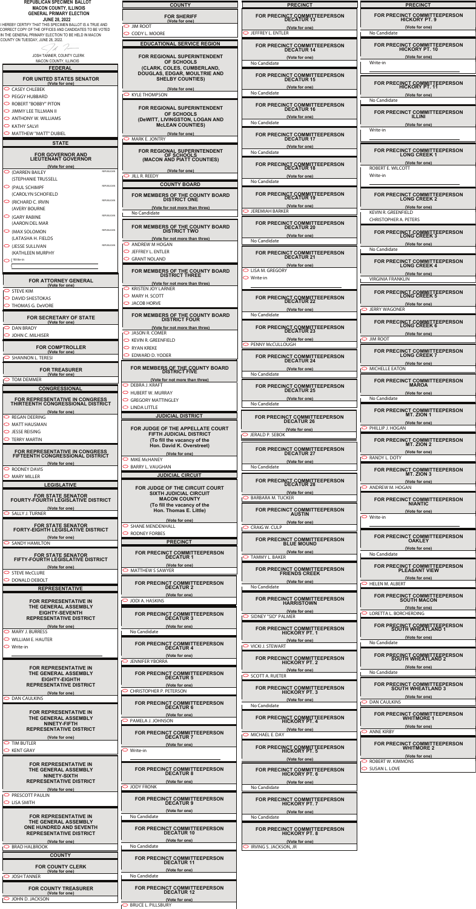**REPUBLICAN SPECIMEN BALLOT**
**MACON COUNTY, ILLINOIS**
**GENERAL PRIMARY ELECTION**
**JUNE 28, 2022**

I HEREBY CERTIFY THAT THIS SPECIMEN BALLOT IS A TRUE AND CORRECT COPY OF THE OFFICES AND CANDIDATES TO BE VOTED IN THE GENERAL PRIMARY ELECTION TO BE HELD IN MACON COUNTY ON TUESDAY, JUNE 28, 2022.

JOSH TANNER, COUNTY CLERK
MACON COUNTY, ILLINOIS

## FEDERAL

### FOR UNITED STATES SENATOR
(Vote for one)
- CASEY CHLEBEK
- PEGGY HUBBARD
- ROBERT "BOBBY" PITON
- JIMMY LEE TILLMAN II
- ANTHONY W. WILLIAMS
- KATHY SALVI
- MATTHEW "MATT" DUBIEL

## STATE

### FOR GOVERNOR AND LIEUTENANT GOVERNOR
(Vote for one)
- (DARREN BAILEY (STEPHANIE TRUSSELL — REPUBLICAN
- (PAUL SCHIMPF (CAROLYN SCHOFIELD — REPUBLICAN
- (RICHARD C. IRVIN (AVERY BOURNE — REPUBLICAN
- (GARY RABINE (AARON DEL MAR — REPUBLICAN
- (MAX SOLOMON (LATASHA H. FIELDS — REPUBLICAN
- (JESSE SULLIVAN (KATHLEEN MURPHY — REPUBLICAN
- ( Write-in

### FOR ATTORNEY GENERAL
(Vote for one)
- STEVE KIM
- DAVID SHESTOKAS
- THOMAS G. DeVORE

### FOR SECRETARY OF STATE
(Vote for one)
- DAN BRADY
- JOHN C. MILHISER

### FOR COMPTROLLER
(Vote for one)
- SHANNON L. TERESI

### FOR TREASURER
(Vote for one)
- TOM DEMMER

## CONGRESSIONAL

### FOR REPRESENTATIVE IN CONGRESS THIRTEENTH CONGRESSIONAL DISTRICT
(Vote for one)
- REGAN DEERING
- MATT HAUSMAN
- JESSE REISING
- TERRY MARTIN

### FOR REPRESENTATIVE IN CONGRESS FIFTEENTH CONGRESSIONAL DISTRICT
(Vote for one)
- RODNEY DAVIS
- MARY MILLER

## LEGISLATIVE

### FOR STATE SENATOR FOURTY-EIGHTH LEGISLATIVE DISTRICT
(Vote for one)
- SALLY J. TURNER

### FOR STATE SENATOR FORTY-EIGHTH LEGISLATIVE DISTRICT
(Vote for one)
- SANDY HAMILTON

### FOR STATE SENATOR FIFTY-FOURTH LEGISLATIVE DISTRICT
(Vote for one)
- STEVE McCLURE
- DONALD DEBOLT

## REPRESENTATIVE

### FOR REPRESENTATIVE IN THE GENERAL ASSEMBLY EIGHTY-SEVENTH REPRESENTATIVE DISTRICT
(Vote for one)
- MARY J. BURRESS
- WILLIAM E. HAUTER
- Write-in

### FOR REPRESENTATIVE IN THE GENERAL ASSEMBLY EIGHTY-EIGHTH REPRESENTATIVE DISTRICT
(Vote for one)
- DAN CAULKINS

### FOR REPRESENTATIVE IN THE GENERAL ASSEMBLY NINETY-FIFTH REPRESENTATIVE DISTRICT
(Vote for one)
- TIM BUTLER
- KENT GRAY

### FOR REPRESENTATIVE IN THE GENERAL ASSEMBLY NINETY-SIXTH REPRESENTATIVE DISTRICT
(Vote for one)
- PRESCOTT PAULIN
- LISA SMITH

### FOR REPRESENTATIVE IN THE GENERAL ASSEMBLY ONE HUNDRED AND SEVENTH REPRESENTATIVE DISTRICT
(Vote for one)
- BRAD HALBROOK

## COUNTY

### FOR COUNTY CLERK
(Vote for one)
- JOSH TANNER

### FOR COUNTY TREASURER
(Vote for one)
- JOHN D. JACKSON

### FOR SHERIFF
(Vote for one)
- JIM ROOT
- CODY L. MOORE

## EDUCATIONAL SERVICE REGION

### FOR REGIONAL SUPERINTENDENT OF SCHOOLS (CLARK, COLES, CUMBERLAND, DOUGLAS, EDGAR, MOULTRIE AND SHELBY COUNTIES)
(Vote for one)
- KYLE THOMPSON

### FOR REGIONAL SUPERINTENDENT OF SCHOOLS (DeWITT, LIVINGSTON, LOGAN AND McLEAN COUNTIES)
(Vote for one)
- MARK E. JONTRY

### FOR REGIONAL SUPERINTENDENT OF SCHOOLS (MACON AND PIATT COUNTIES)
(Vote for one)
- JILL R. REEDY

## COUNTY BOARD

### FOR MEMBERS OF THE COUNTY BOARD DISTRICT ONE
(Vote for not more than three)
- No Candidate

### FOR MEMBERS OF THE COUNTY BOARD DISTRICT TWO
(Vote for not more than three)
- ANDREW M HOGAN
- JEFFREY L. ENTLER
- GRANT NOLAND

### FOR MEMBERS OF THE COUNTY BOARD DISTRICT THREE
(Vote for not more than three)
- KRISTEN JOY LARNER
- MARY H. SCOTT
- JACOB HORVE

### FOR MEMBERS OF THE COUNTY BOARD DISTRICT FOUR
(Vote for not more than three)
- JASON R. COMER
- KEVIN R. GREENFIELD
- RYAN KREKE
- EDWARD D. YODER

### FOR MEMBERS OF THE COUNTY BOARD DISTRICT FIVE
(Vote for not more than three)
- DEBRA J. KRAFT
- HUBERT W. MURRAY
- GREGORY MATTINGLEY
- LINDA LITTLE

## JUDICIAL DISTRICT

### FOR JUDGE OF THE APPELLATE COURT FIFTH JUDICIAL DISTRICT (To fill the vacancy of the Hon. David K. Overstreet)
(Vote for one)
- MIKE McHANEY
- BARRY L. VAUGHAN

## JUDICIAL CIRCUIT

### FOR JUDGE OF THE CIRCUIT COURT SIXTH JUDICIAL CIRCUIT MACON COUNTY (To fill the vacancy of the Hon. Thomas E. Little)
(Vote for one)
- SHANE MENDENHALL
- RODNEY FORBES

## PRECINCT

### FOR PRECINCT COMMITTEEPERSON DECATUR 1
(Vote for one)
- MATTHEW S SAWYER

### FOR PRECINCT COMMITTEEPERSON DECATUR 2
(Vote for one)
- JODI A. HASKINS

### FOR PRECINCT COMMITTEEPERSON DECATUR 3
(Vote for one)
- No Candidate

### FOR PRECINCT COMMITTEEPERSON DECATUR 4
(Vote for one)
- JENNIFER YBORRA

### FOR PRECINCT COMMITTEEPERSON DECATUR 5
(Vote for one)
- CHRISTOPHER P. PETERSON

### FOR PRECINCT COMMITTEEPERSON DECATUR 6
(Vote for one)
- PAMELA J. JOHNSON

### FOR PRECINCT COMMITTEEPERSON DECATUR 7
(Vote for one)
- Write-in

### FOR PRECINCT COMMITTEEPERSON DECATUR 8
(Vote for one)
- JODY FRONK

### FOR PRECINCT COMMITTEEPERSON DECATUR 9
(Vote for one)
- No Candidate

### FOR PRECINCT COMMITTEEPERSON DECATUR 10
(Vote for one)
- No Candidate

### FOR PRECINCT COMMITTEEPERSON DECATUR 11
(Vote for one)
- No Candidate

### FOR PRECINCT COMMITTEEPERSON DECATUR 12
(Vote for one)
- BRUCE L. PILLSBURY

### FOR PRECINCT COMMITTEEPERSON DECATUR 13
(Vote for one)
- JEFFREY L. ENTLER

### FOR PRECINCT COMMITTEEPERSON DECATUR 14
(Vote for one)
- No Candidate

### FOR PRECINCT COMMITTEEPERSON DECATUR 15
(Vote for one)
- No Candidate

### FOR PRECINCT COMMITTEEPERSON DECATUR 16
(Vote for one)
- No Candidate

### FOR PRECINCT COMMITTEEPERSON DECATUR 17
(Vote for one)
- No Candidate

### FOR PRECINCT COMMITTEEPERSON DECATUR 18
(Vote for one)
- No Candidate

### FOR PRECINCT COMMITTEEPERSON DECATUR 19
(Vote for one)
- JEREMIAH BARKER

### FOR PRECINCT COMMITTEEPERSON DECATUR 20
(Vote for one)
- No Candidate

### FOR PRECINCT COMMITTEEPERSON DECATUR 21
(Vote for one)
- LISA M. GREGORY
- Write-in

### FOR PRECINCT COMMITTEEPERSON DECATUR 22
(Vote for one)
- No Candidate

### FOR PRECINCT COMMITTEEPERSON DECATUR 23
(Vote for one)
- PENNY McCULLOUGH

### FOR PRECINCT COMMITTEEPERSON DECATUR 24
(Vote for one)
- No Candidate

### FOR PRECINCT COMMITTEEPERSON DECATUR 25
(Vote for one)
- No Candidate

### FOR PRECINCT COMMITTEEPERSON DECATUR 26
(Vote for one)
- JERALD P. SEBOK

### FOR PRECINCT COMMITTEEPERSON DECATUR 27
(Vote for one)
- No Candidate

### FOR PRECINCT COMMITTEEPERSON DECATUR 28
(Vote for one)
- BARBARA M. TUCKER

### FOR PRECINCT COMMITTEEPERSON AUSTIN
(Vote for one)
- CRAIG W. CULP

### FOR PRECINCT COMMITTEEPERSON BLUE MOUND
(Vote for one)
- TAMMY L. BAKER

### FOR PRECINCT COMMITTEEPERSON FRIENDS CREEK
(Vote for one)
- No Candidate

### FOR PRECINCT COMMITTEEPERSON HARRISTOWN
(Vote for one)
- SIDNEY "SID" PALMER

### FOR PRECINCT COMMITTEEPERSON HICKORY PT. 1
(Vote for one)
- VICKI J. STEWART

### FOR PRECINCT COMMITTEEPERSON HICKORY PT. 2
(Vote for one)
- SCOTT A. RUETER

### FOR PRECINCT COMMITTEEPERSON HICKORY PT. 3
(Vote for one)
- No Candidate

### FOR PRECINCT COMMITTEEPERSON HICKORY PT. 4
(Vote for one)
- MICHAEL E. DAY

### FOR PRECINCT COMMITTEEPERSON HICKORY PT. 5
(Vote for one)
- (Write-in)

### FOR PRECINCT COMMITTEEPERSON HICKORY PT. 6
(Vote for one)
- No Candidate

### FOR PRECINCT COMMITTEEPERSON HICKORY PT. 7
(Vote for one)
- No Candidate

### FOR PRECINCT COMMITTEEPERSON HICKORY PT. 8
(Vote for one)
- IRVING S. JACKSON, JR

### FOR PRECINCT COMMITTEEPERSON HICKORY PT. 9
(Vote for one)
- No Candidate

### FOR PRECINCT COMMITTEEPERSON HICKORY PT. 10
(Vote for one)
- Write-in

### FOR PRECINCT COMMITTEEPERSON HICKORY PT. 11
(Vote for one)
- No Candidate

### FOR PRECINCT COMMITTEEPERSON ILLINI
(Vote for one)
- Write-in

### FOR PRECINCT COMMITTEEPERSON LONG CREEK 1
(Vote for one)
- ROBERT E. WILCOTT
- Write-in

### FOR PRECINCT COMMITTEEPERSON LONG CREEK 2
(Vote for one)
- KEVIN R. GREENFIELD
- CHRISTOPHER A. PETERS

### FOR PRECINCT COMMITTEEPERSON LONG CREEK 3
(Vote for one)
- No Candidate

### FOR PRECINCT COMMITTEEPERSON LONG CREEK 4
(Vote for one)
- VIRGINIA FRANKLIN

### FOR PRECINCT COMMITTEEPERSON LONG CREEK 5
(Vote for one)
- JERRY WAGONER

### FOR PRECINCT COMMITTEEPERSON LONG CREEK 6
(Vote for one)
- JIM ROOT

### FOR PRECINCT COMMITTEEPERSON LONG CREEK 7
(Vote for one)
- MICHELLE EATON

### FOR PRECINCT COMMITTEEPERSON MAROA
(Vote for one)
- No Candidate

### FOR PRECINCT COMMITTEEPERSON MT. ZION 1
(Vote for one)
- PHILLIP J. HOGAN

### FOR PRECINCT COMMITTEEPERSON MT. ZION 2
(Vote for one)
- RANDY L. DOTY

### FOR PRECINCT COMMITTEEPERSON MT. ZION 3
(Vote for one)
- ANDREW M. HOGAN

### FOR PRECINCT COMMITTEEPERSON NIANTIC
(Vote for one)
- Write-in

### FOR PRECINCT COMMITTEEPERSON OAKLEY
(Vote for one)
- No Candidate

### FOR PRECINCT COMMITTEEPERSON PLEASANT VIEW
(Vote for one)
- HELEN M. ALBERT

### FOR PRECINCT COMMITTEEPERSON SOUTH MACON
(Vote for one)
- LORETTA L. BORCHERDING

### FOR PRECINCT COMMITTEEPERSON SOUTH WHEATLAND 1
(Vote for one)
- No Candidate

### FOR PRECINCT COMMITTEEPERSON SOUTH WHEATLAND 2
(Vote for one)
- No Candidate

### FOR PRECINCT COMMITTEEPERSON SOUTH WHEATLAND 3
(Vote for one)
- DAN CAULKINS

### FOR PRECINCT COMMITTEEPERSON WHITMORE 1
(Vote for one)
- ANNE KIRBY

### FOR PRECINCT COMMITTEEPERSON WHITMORE 2
(Vote for one)
- ROBERT W. KIMMONS
- SUSAN L. LOVE